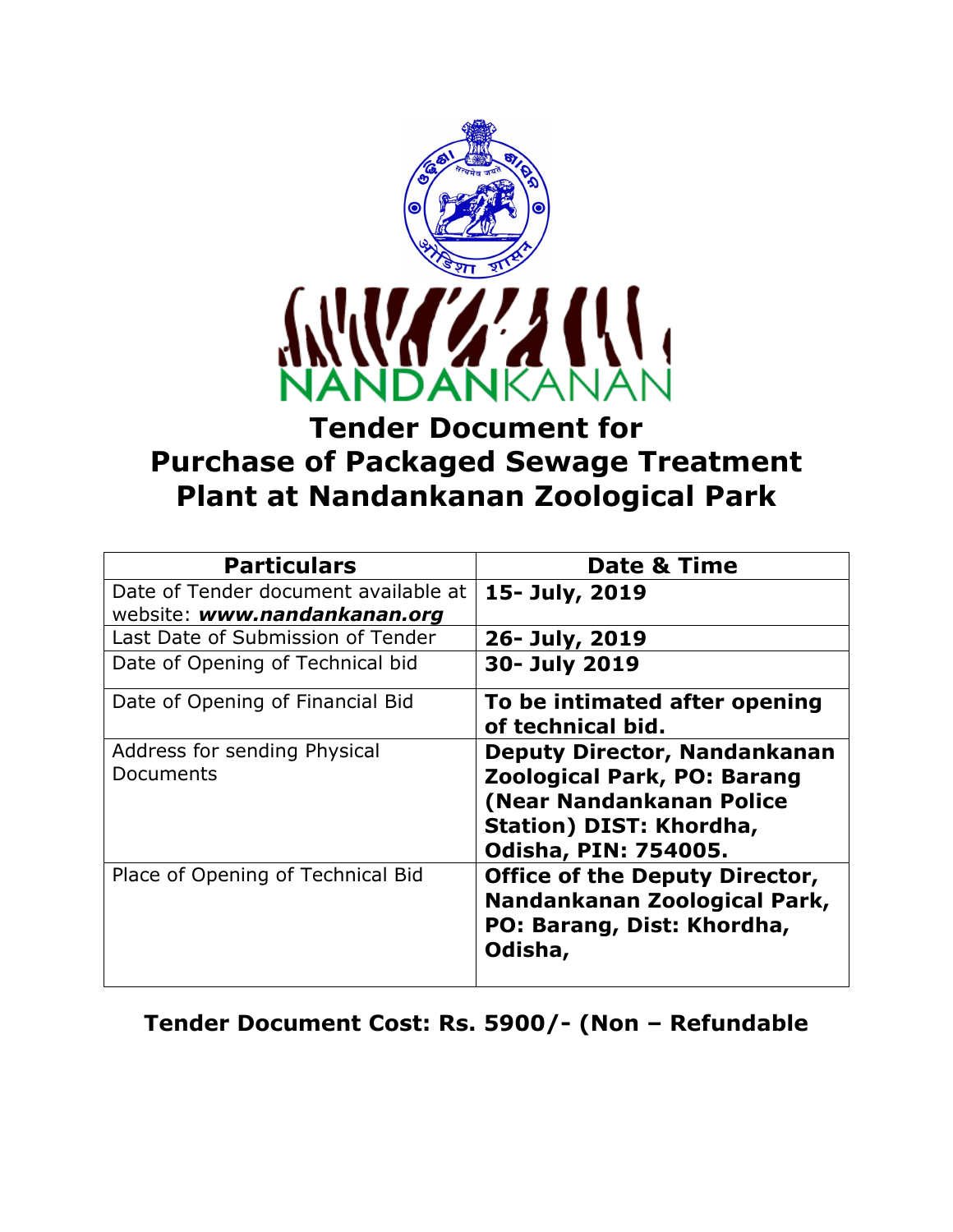NANDANKANAN

# Tender Document for Purchase of Packaged Sewage Treatment Plant at Nandankanan Zoological Park

| Particulars | Date & Time |
|---|---|
| Date of Tender document available at website: ***www.nandankanan.org*** | **15- July, 2019** |
| Last Date of Submission of Tender | **26- July, 2019** |
| Date of Opening of Technical bid | **30- July 2019** |
| Date of Opening of Financial Bid | **To be intimated after opening of technical bid.** |
| Address for sending Physical Documents | **Deputy Director, Nandankanan Zoological Park, PO: Barang (Near Nandankanan Police Station) DIST: Khordha, Odisha, PIN: 754005.** |
| Place of Opening of Technical Bid | **Office of the Deputy Director, Nandankanan Zoological Park, PO: Barang, Dist: Khordha, Odisha,** |

**Tender Document Cost: Rs. 5900/- (Non – Refundable**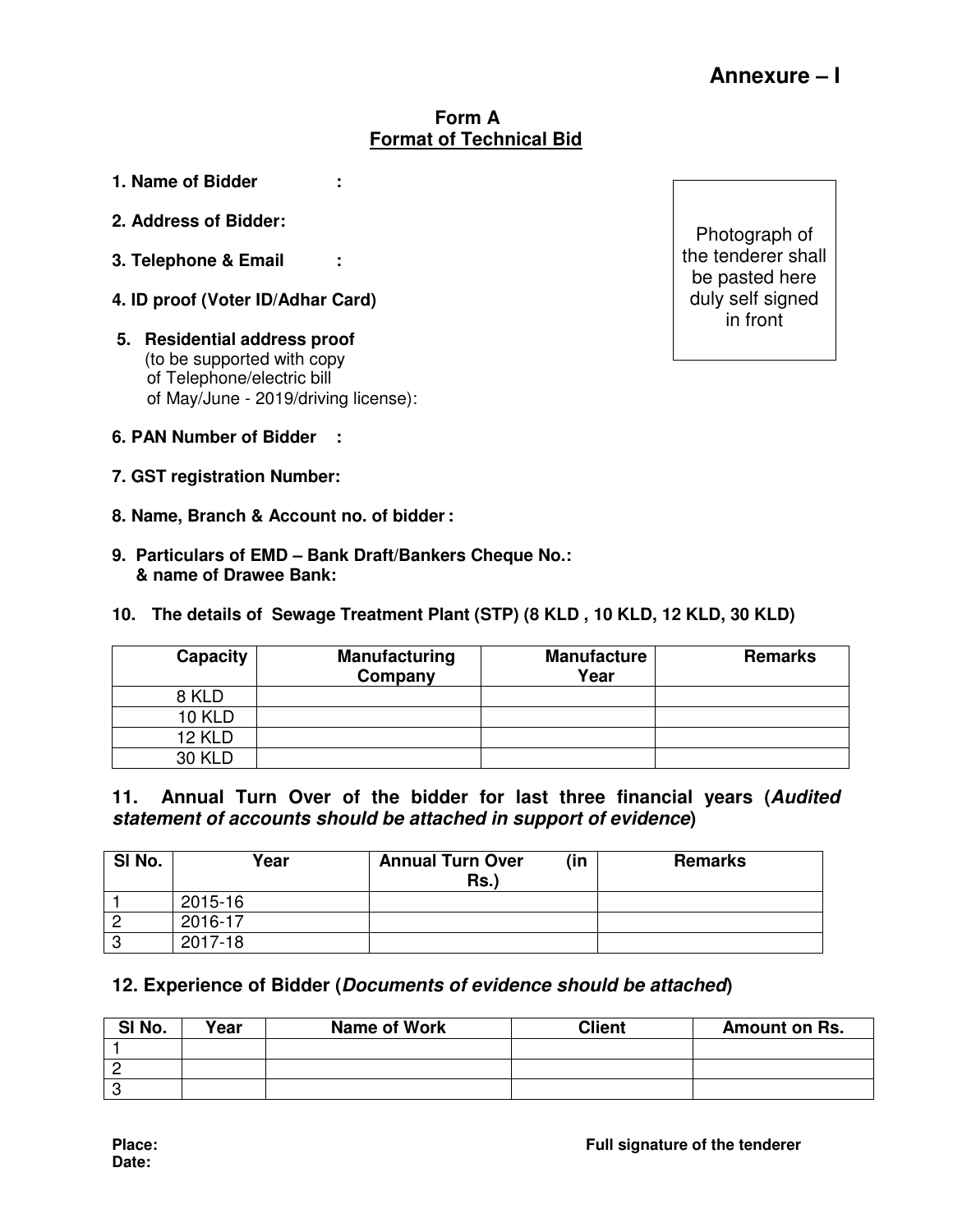**Annexure – I**

## Form A
## Format of Technical Bid

Photograph of the tenderer shall be pasted here duly self signed in front

**1. Name of Bidder :**

**2. Address of Bidder:**

**3. Telephone & Email :**

**4. ID proof (Voter ID/Adhar Card)**

**5. Residential address proof**
(to be supported with copy of Telephone/electric bill of May/June - 2019/driving license):

**6. PAN Number of Bidder :**

**7. GST registration Number:**

**8. Name, Branch & Account no. of bidder :**

**9. Particulars of EMD – Bank Draft/Bankers Cheque No.: & name of Drawee Bank:**

**10. The details of Sewage Treatment Plant (STP) (8 KLD , 10 KLD, 12 KLD, 30 KLD)**

| Capacity | Manufacturing Company | Manufacture Year | Remarks |
|---|---|---|---|
| 8 KLD | | | |
| 10 KLD | | | |
| 12 KLD | | | |
| 30 KLD | | | |

**11. Annual Turn Over of the bidder for last three financial years (*Audited statement of accounts should be attached in support of evidence*)**

| Sl No. | Year | Annual Turn Over (in Rs.) | Remarks |
|---|---|---|---|
| 1 | 2015-16 | | |
| 2 | 2016-17 | | |
| 3 | 2017-18 | | |

**12. Experience of Bidder (*Documents of evidence should be attached*)**

| Sl No. | Year | Name of Work | Client | Amount on Rs. |
|---|---|---|---|---|
| 1 | | | | |
| 2 | | | | |
| 3 | | | | |

**Place:**
**Date:**

**Full signature of the tenderer**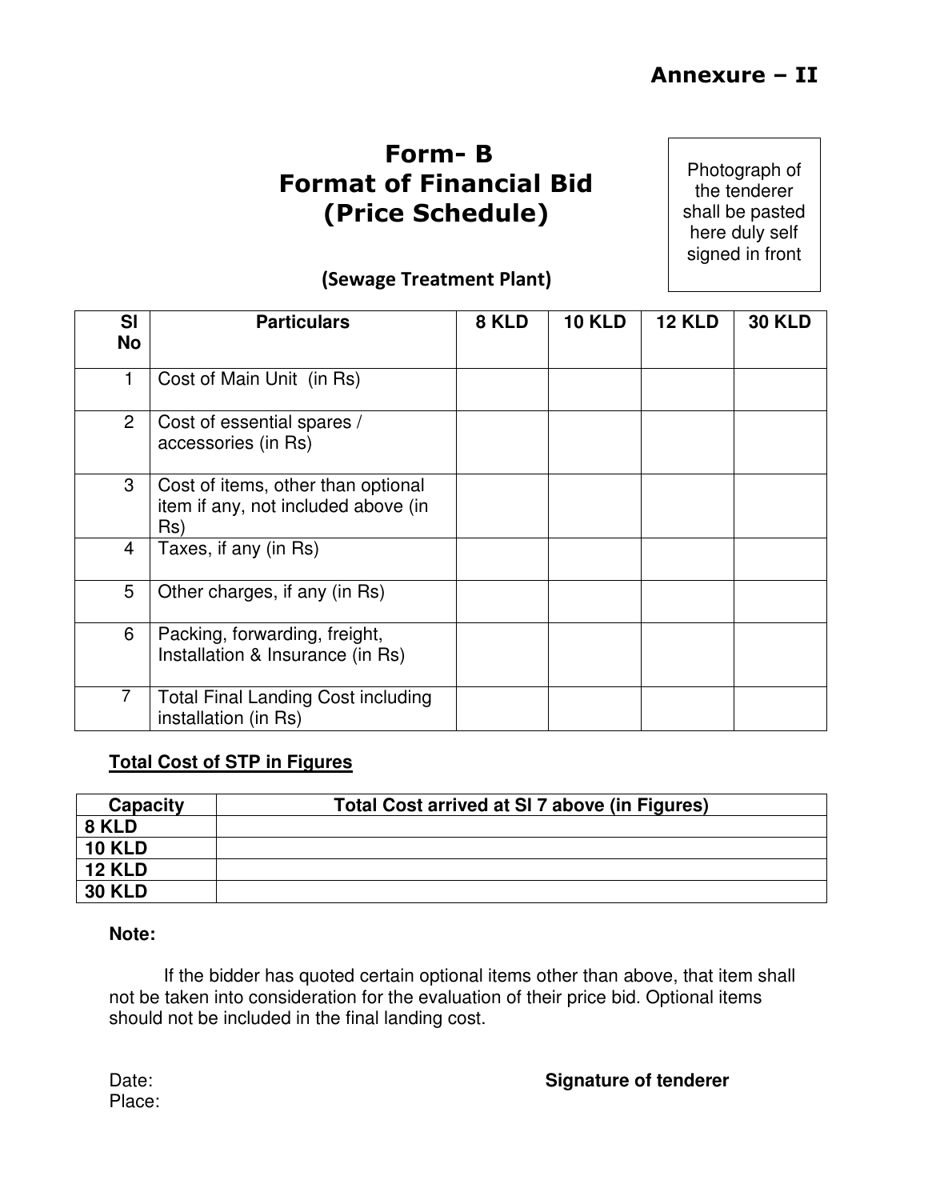**Annexure – II**

# Form- B
# Format of Financial Bid
# (Price Schedule)

Photograph of the tenderer shall be pasted here duly self signed in front

**(Sewage Treatment Plant)**

| Sl No | Particulars | 8 KLD | 10 KLD | 12 KLD | 30 KLD |
|---|---|---|---|---|---|
| 1 | Cost of Main Unit (in Rs) | | | | |
| 2 | Cost of essential spares / accessories (in Rs) | | | | |
| 3 | Cost of items, other than optional item if any, not included above (in Rs) | | | | |
| 4 | Taxes, if any (in Rs) | | | | |
| 5 | Other charges, if any (in Rs) | | | | |
| 6 | Packing, forwarding, freight, Installation & Insurance (in Rs) | | | | |
| 7 | Total Final Landing Cost including installation (in Rs) | | | | |

**Total Cost of STP in Figures**

| Capacity | Total Cost arrived at Sl 7 above (in Figures) |
|---|---|
| **8 KLD** | |
| **10 KLD** | |
| **12 KLD** | |
| **30 KLD** | |

**Note:**

If the bidder has quoted certain optional items other than above, that item shall not be taken into consideration for the evaluation of their price bid. Optional items should not be included in the final landing cost.

Date:

Place:

**Signature of tenderer**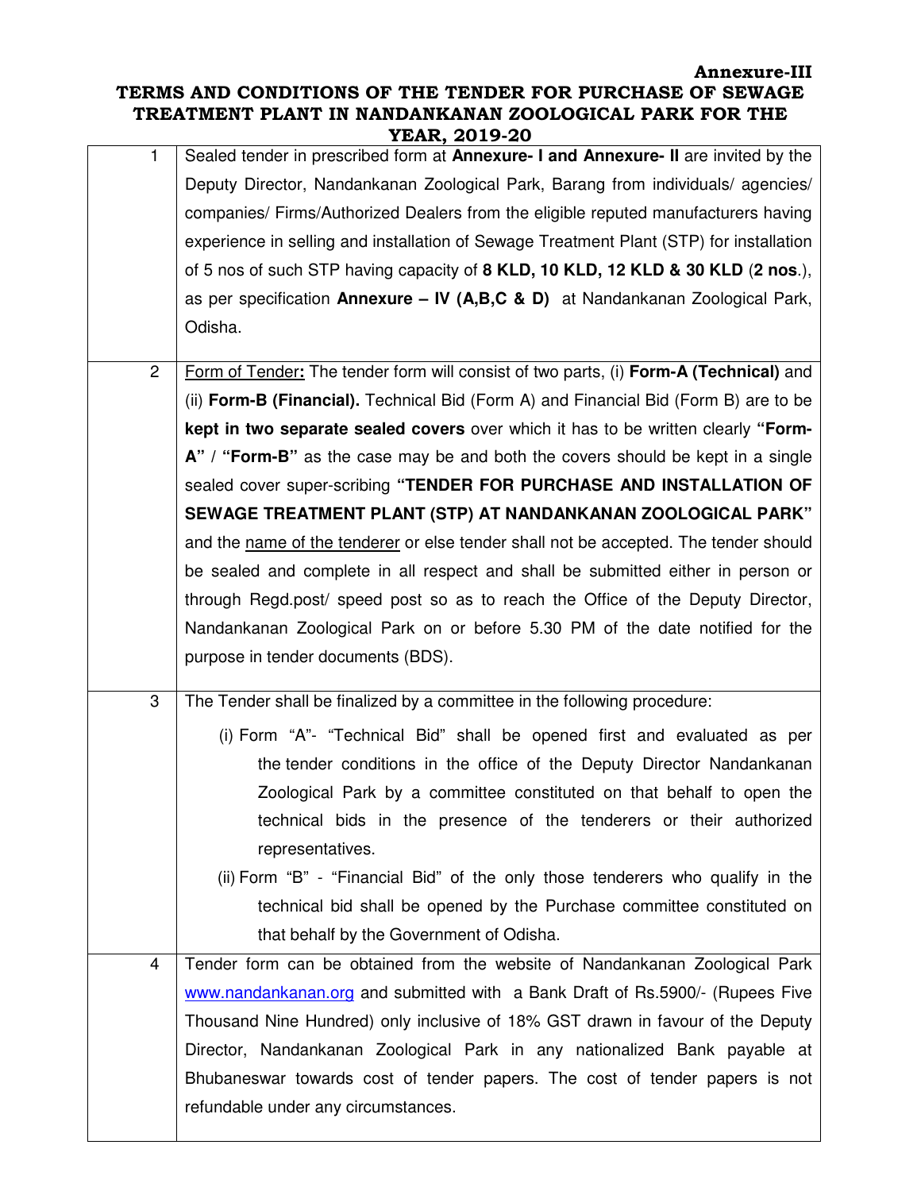**Annexure-III**

# TERMS AND CONDITIONS OF THE TENDER FOR PURCHASE OF SEWAGE TREATMENT PLANT IN NANDANKANAN ZOOLOGICAL PARK FOR THE YEAR, 2019-20

| | |
|---|---|
| 1 | Sealed tender in prescribed form at **Annexure- I and Annexure- II** are invited by the Deputy Director, Nandankanan Zoological Park, Barang from individuals/ agencies/ companies/ Firms/Authorized Dealers from the eligible reputed manufacturers having experience in selling and installation of Sewage Treatment Plant (STP) for installation of 5 nos of such STP having capacity of **8 KLD, 10 KLD, 12 KLD & 30 KLD** (**2 nos**.), as per specification **Annexure – IV (A,B,C & D)** at Nandankanan Zoological Park, Odisha. |
| 2 | Form of Tender**:** The tender form will consist of two parts, (i) **Form-A (Technical)** and (ii) **Form-B (Financial).** Technical Bid (Form A) and Financial Bid (Form B) are to be **kept in two separate sealed covers** over which it has to be written clearly **"Form-A"** / **"Form-B"** as the case may be and both the covers should be kept in a single sealed cover super-scribing **"TENDER FOR PURCHASE AND INSTALLATION OF SEWAGE TREATMENT PLANT (STP) AT NANDANKANAN ZOOLOGICAL PARK"** and the name of the tenderer or else tender shall not be accepted. The tender should be sealed and complete in all respect and shall be submitted either in person or through Regd.post/ speed post so as to reach the Office of the Deputy Director, Nandankanan Zoological Park on or before 5.30 PM of the date notified for the purpose in tender documents (BDS). |
| 3 | The Tender shall be finalized by a committee in the following procedure:<br>(i) Form "A"- "Technical Bid" shall be opened first and evaluated as per the tender conditions in the office of the Deputy Director Nandankanan Zoological Park by a committee constituted on that behalf to open the technical bids in the presence of the tenderers or their authorized representatives.<br>(ii) Form "B" - "Financial Bid" of the only those tenderers who qualify in the technical bid shall be opened by the Purchase committee constituted on that behalf by the Government of Odisha. |
| 4 | Tender form can be obtained from the website of Nandankanan Zoological Park www.nandankanan.org and submitted with a Bank Draft of Rs.5900/- (Rupees Five Thousand Nine Hundred) only inclusive of 18% GST drawn in favour of the Deputy Director, Nandankanan Zoological Park in any nationalized Bank payable at Bhubaneswar towards cost of tender papers. The cost of tender papers is not refundable under any circumstances. |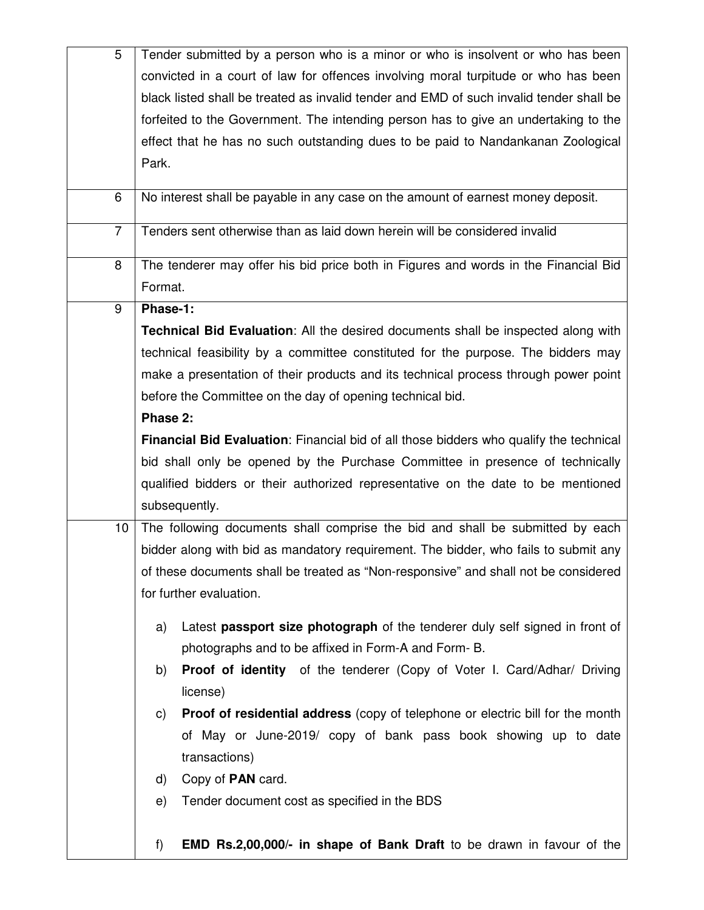| | |
|---|---|
| 5 | Tender submitted by a person who is a minor or who is insolvent or who has been convicted in a court of law for offences involving moral turpitude or who has been black listed shall be treated as invalid tender and EMD of such invalid tender shall be forfeited to the Government. The intending person has to give an undertaking to the effect that he has no such outstanding dues to be paid to Nandankanan Zoological Park. |
| 6 | No interest shall be payable in any case on the amount of earnest money deposit. |
| 7 | Tenders sent otherwise than as laid down herein will be considered invalid |
| 8 | The tenderer may offer his bid price both in Figures and words in the Financial Bid Format. |
| 9 | **Phase-1:**<br>**Technical Bid Evaluation**: All the desired documents shall be inspected along with technical feasibility by a committee constituted for the purpose. The bidders may make a presentation of their products and its technical process through power point before the Committee on the day of opening technical bid.<br>**Phase 2:**<br>**Financial Bid Evaluation**: Financial bid of all those bidders who qualify the technical bid shall only be opened by the Purchase Committee in presence of technically qualified bidders or their authorized representative on the date to be mentioned subsequently. |
| 10 | The following documents shall comprise the bid and shall be submitted by each bidder along with bid as mandatory requirement. The bidder, who fails to submit any of these documents shall be treated as "Non-responsive" and shall not be considered for further evaluation.<br><br>a) Latest **passport size photograph** of the tenderer duly self signed in front of photographs and to be affixed in Form-A and Form- B.<br>b) **Proof of identity** of the tenderer (Copy of Voter I. Card/Adhar/ Driving license)<br>c) **Proof of residential address** (copy of telephone or electric bill for the month of May or June-2019/ copy of bank pass book showing up to date transactions)<br>d) Copy of **PAN** card.<br>e) Tender document cost as specified in the BDS<br><br>f) **EMD Rs.2,00,000/- in shape of Bank Draft** to be drawn in favour of the |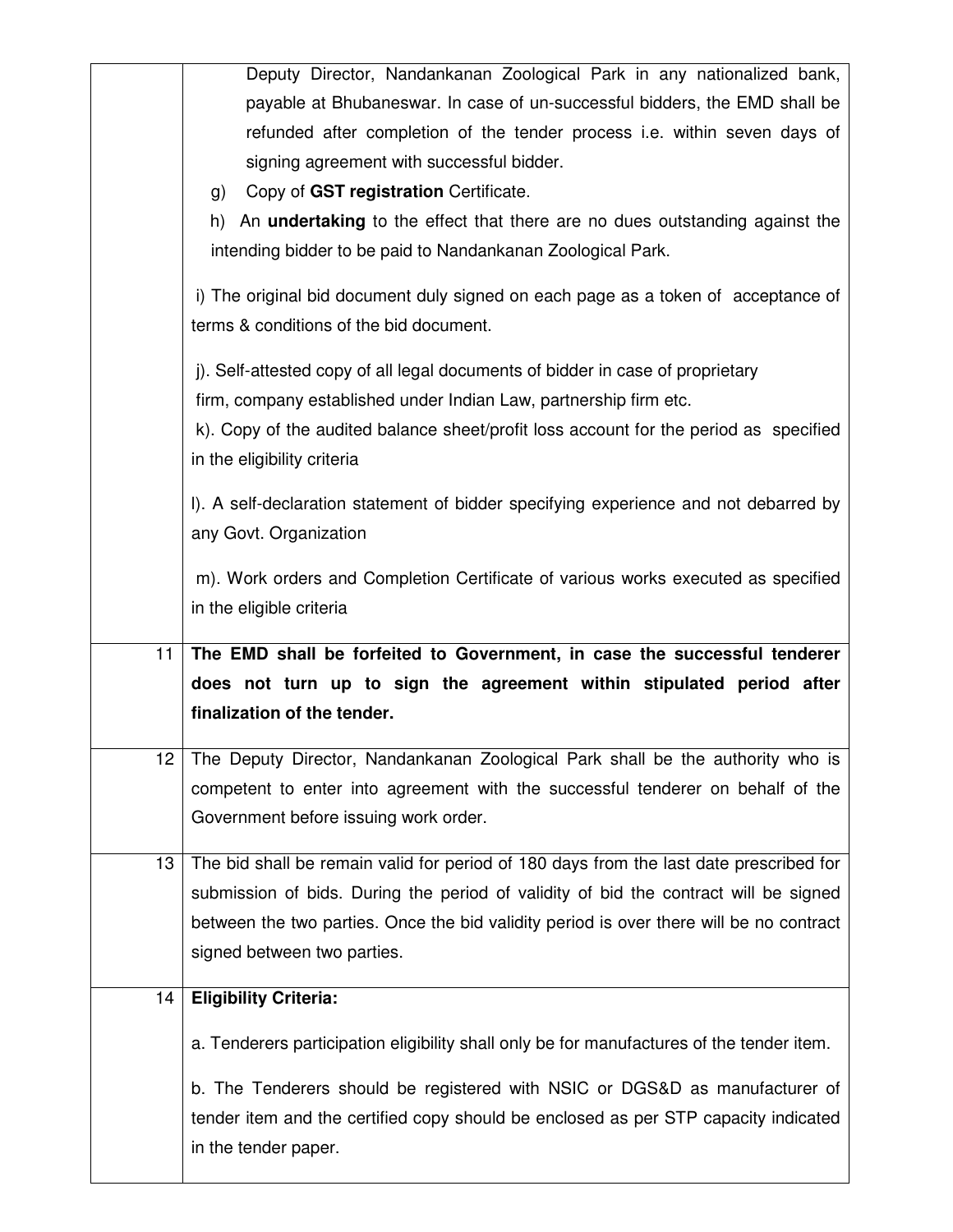| | |
|---|---|
| | Deputy Director, Nandankanan Zoological Park in any nationalized bank, payable at Bhubaneswar. In case of un-successful bidders, the EMD shall be refunded after completion of the tender process i.e. within seven days of signing agreement with successful bidder.<br>g) Copy of **GST registration** Certificate.<br>h) An **undertaking** to the effect that there are no dues outstanding against the intending bidder to be paid to Nandankanan Zoological Park.<br><br>i) The original bid document duly signed on each page as a token of acceptance of terms & conditions of the bid document.<br><br>j). Self-attested copy of all legal documents of bidder in case of proprietary firm, company established under Indian Law, partnership firm etc.<br>k). Copy of the audited balance sheet/profit loss account for the period as specified in the eligibility criteria<br><br>l). A self-declaration statement of bidder specifying experience and not debarred by any Govt. Organization<br><br>m). Work orders and Completion Certificate of various works executed as specified in the eligible criteria |
| 11 | **The EMD shall be forfeited to Government, in case the successful tenderer does not turn up to sign the agreement within stipulated period after finalization of the tender.** |
| 12 | The Deputy Director, Nandankanan Zoological Park shall be the authority who is competent to enter into agreement with the successful tenderer on behalf of the Government before issuing work order. |
| 13 | The bid shall be remain valid for period of 180 days from the last date prescribed for submission of bids. During the period of validity of bid the contract will be signed between the two parties. Once the bid validity period is over there will be no contract signed between two parties. |
| 14 | **Eligibility Criteria:**<br><br>a. Tenderers participation eligibility shall only be for manufactures of the tender item.<br><br>b. The Tenderers should be registered with NSIC or DGS&D as manufacturer of tender item and the certified copy should be enclosed as per STP capacity indicated in the tender paper. |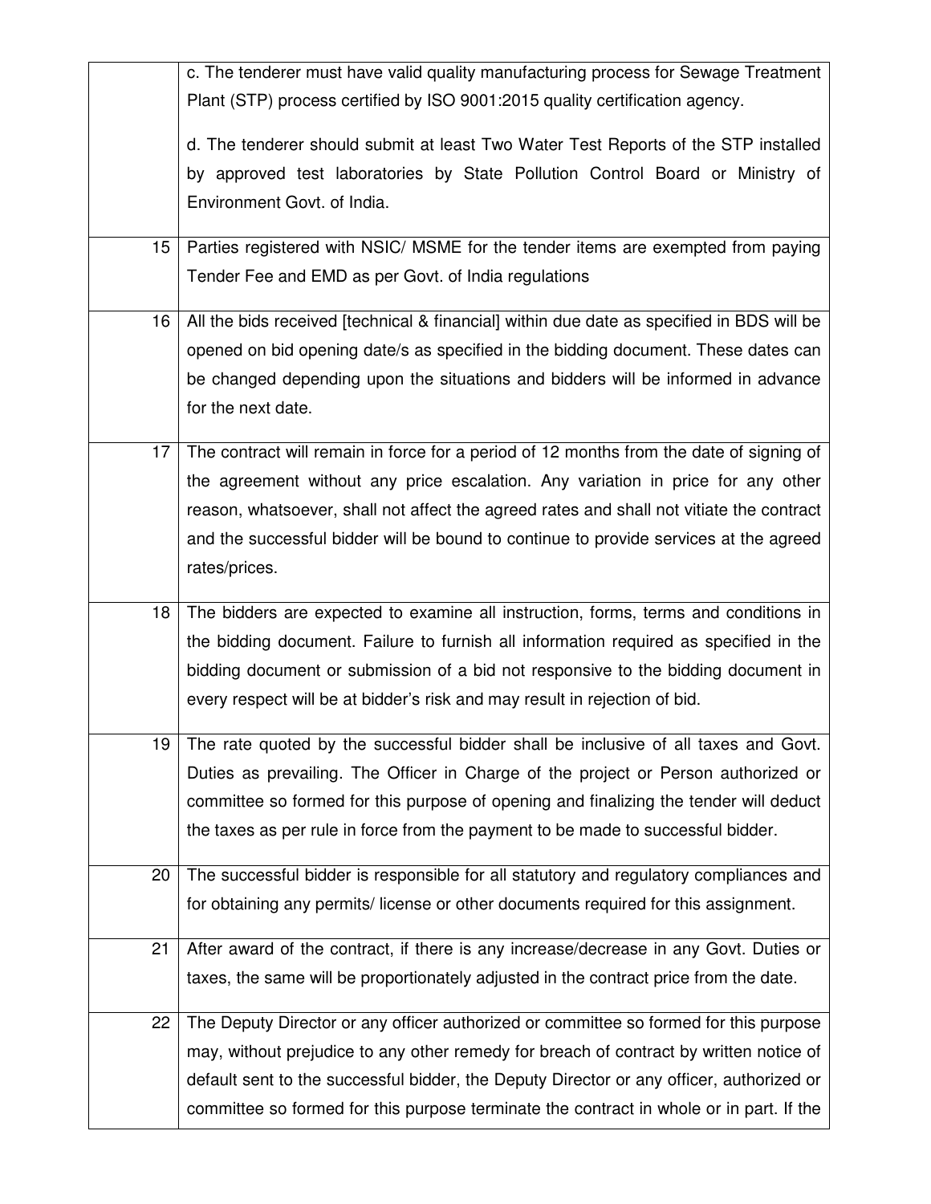| | |
|---|---|
| | c. The tenderer must have valid quality manufacturing process for Sewage Treatment Plant (STP) process certified by ISO 9001:2015 quality certification agency.<br><br>d. The tenderer should submit at least Two Water Test Reports of the STP installed by approved test laboratories by State Pollution Control Board or Ministry of Environment Govt. of India. |
| 15 | Parties registered with NSIC/ MSME for the tender items are exempted from paying Tender Fee and EMD as per Govt. of India regulations |
| 16 | All the bids received [technical & financial] within due date as specified in BDS will be opened on bid opening date/s as specified in the bidding document. These dates can be changed depending upon the situations and bidders will be informed in advance for the next date. |
| 17 | The contract will remain in force for a period of 12 months from the date of signing of the agreement without any price escalation. Any variation in price for any other reason, whatsoever, shall not affect the agreed rates and shall not vitiate the contract and the successful bidder will be bound to continue to provide services at the agreed rates/prices. |
| 18 | The bidders are expected to examine all instruction, forms, terms and conditions in the bidding document. Failure to furnish all information required as specified in the bidding document or submission of a bid not responsive to the bidding document in every respect will be at bidder's risk and may result in rejection of bid. |
| 19 | The rate quoted by the successful bidder shall be inclusive of all taxes and Govt. Duties as prevailing. The Officer in Charge of the project or Person authorized or committee so formed for this purpose of opening and finalizing the tender will deduct the taxes as per rule in force from the payment to be made to successful bidder. |
| 20 | The successful bidder is responsible for all statutory and regulatory compliances and for obtaining any permits/ license or other documents required for this assignment. |
| 21 | After award of the contract, if there is any increase/decrease in any Govt. Duties or taxes, the same will be proportionately adjusted in the contract price from the date. |
| 22 | The Deputy Director or any officer authorized or committee so formed for this purpose may, without prejudice to any other remedy for breach of contract by written notice of default sent to the successful bidder, the Deputy Director or any officer, authorized or committee so formed for this purpose terminate the contract in whole or in part. If the |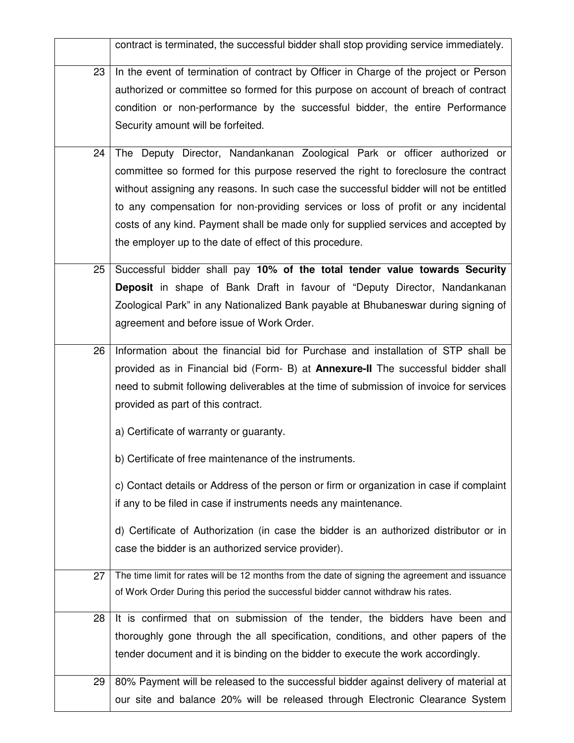| | |
|---|---|
| | contract is terminated, the successful bidder shall stop providing service immediately. |
| 23 | In the event of termination of contract by Officer in Charge of the project or Person authorized or committee so formed for this purpose on account of breach of contract condition or non-performance by the successful bidder, the entire Performance Security amount will be forfeited. |
| 24 | The Deputy Director, Nandankanan Zoological Park or officer authorized or committee so formed for this purpose reserved the right to foreclosure the contract without assigning any reasons. In such case the successful bidder will not be entitled to any compensation for non-providing services or loss of profit or any incidental costs of any kind. Payment shall be made only for supplied services and accepted by the employer up to the date of effect of this procedure. |
| 25 | Successful bidder shall pay **10% of the total tender value towards Security Deposit** in shape of Bank Draft in favour of "Deputy Director, Nandankanan Zoological Park" in any Nationalized Bank payable at Bhubaneswar during signing of agreement and before issue of Work Order. |
| 26 | Information about the financial bid for Purchase and installation of STP shall be provided as in Financial bid (Form- B) at **Annexure-II** The successful bidder shall need to submit following deliverables at the time of submission of invoice for services provided as part of this contract.<br><br>a) Certificate of warranty or guaranty.<br><br>b) Certificate of free maintenance of the instruments.<br><br>c) Contact details or Address of the person or firm or organization in case if complaint if any to be filed in case if instruments needs any maintenance.<br><br>d) Certificate of Authorization (in case the bidder is an authorized distributor or in case the bidder is an authorized service provider). |
| 27 | The time limit for rates will be 12 months from the date of signing the agreement and issuance of Work Order During this period the successful bidder cannot withdraw his rates. |
| 28 | It is confirmed that on submission of the tender, the bidders have been and thoroughly gone through the all specification, conditions, and other papers of the tender document and it is binding on the bidder to execute the work accordingly. |
| 29 | 80% Payment will be released to the successful bidder against delivery of material at our site and balance 20% will be released through Electronic Clearance System |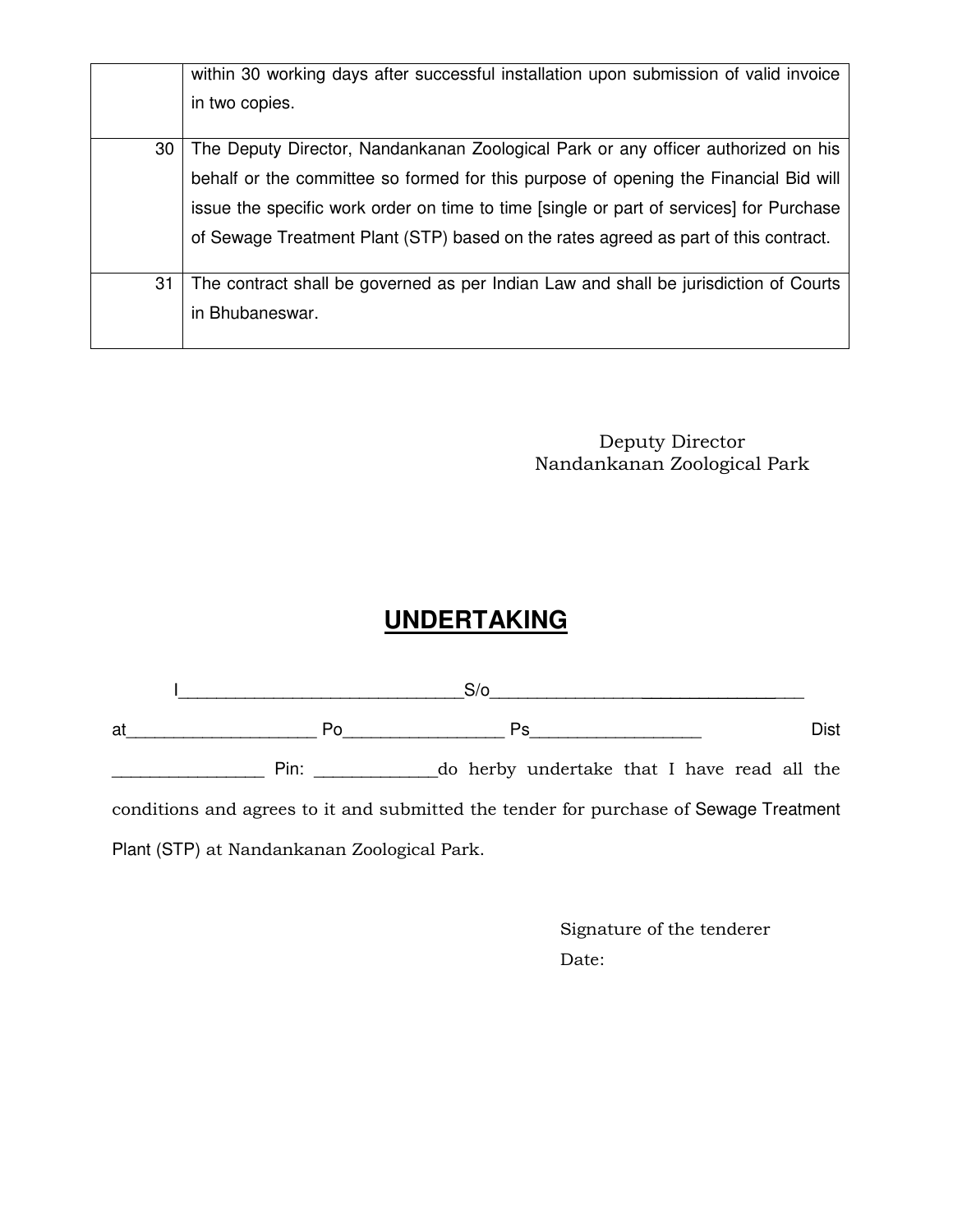| | |
|---|---|
| | within 30 working days after successful installation upon submission of valid invoice in two copies. |
| 30 | The Deputy Director, Nandankanan Zoological Park or any officer authorized on his behalf or the committee so formed for this purpose of opening the Financial Bid will issue the specific work order on time to time [single or part of services] for Purchase of Sewage Treatment Plant (STP) based on the rates agreed as part of this contract. |
| 31 | The contract shall be governed as per Indian Law and shall be jurisdiction of Courts in Bhubaneswar. |

Deputy Director
Nandankanan Zoological Park

# UNDERTAKING

I_______________________________S/o__________________________________ at____________________ Po_________________ Ps__________________ Dist ________________ Pin: _____________do herby undertake that I have read all the conditions and agrees to it and submitted the tender for purchase of Sewage Treatment Plant (STP) at Nandankanan Zoological Park.

Signature of the tenderer

Date: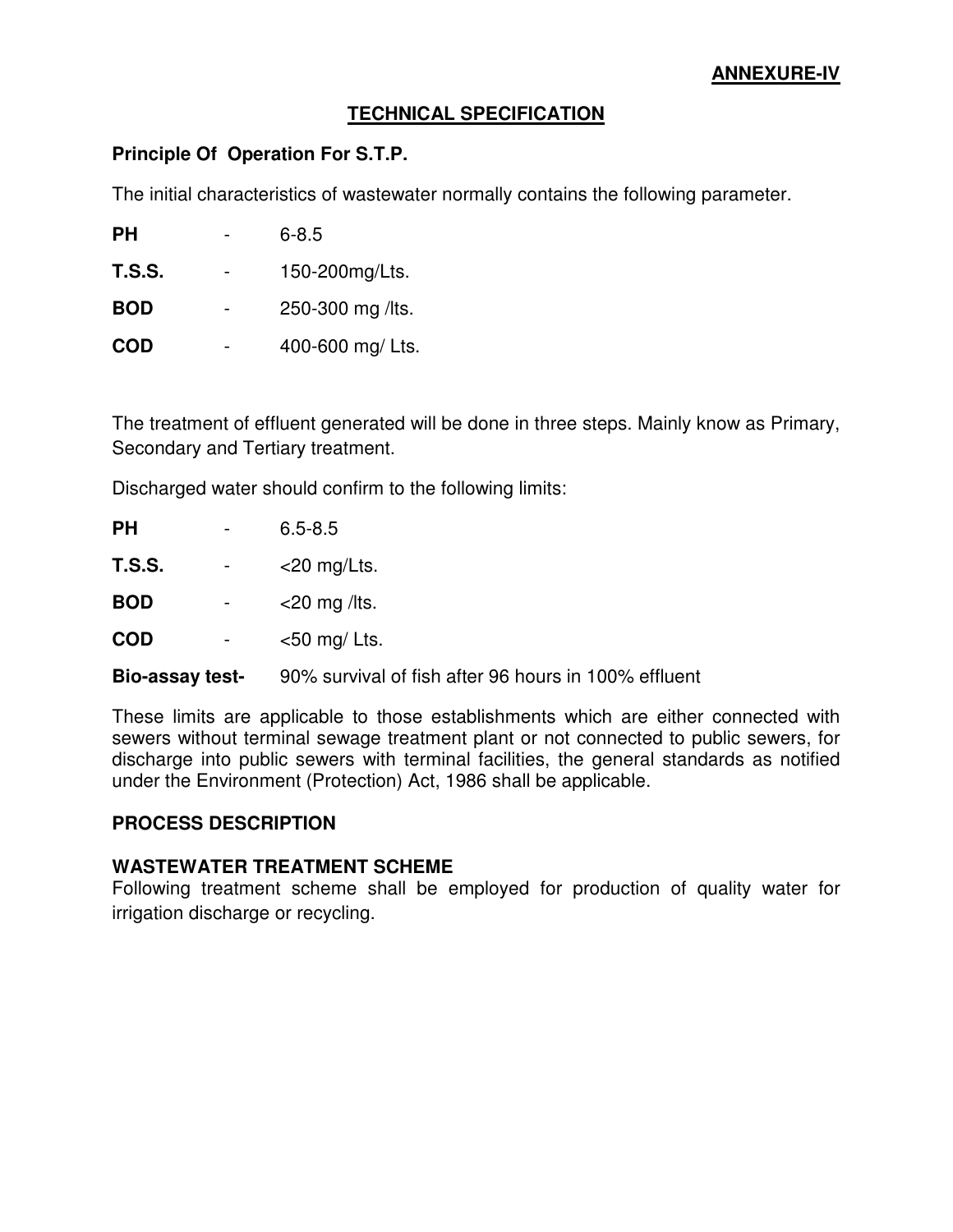**ANNEXURE-IV**

## TECHNICAL SPECIFICATION

### Principle Of Operation For S.T.P.

The initial characteristics of wastewater normally contains the following parameter.

| | | |
|---|---|---|
| **PH** | - | 6-8.5 |
| **T.S.S.** | - | 150-200mg/Lts. |
| **BOD** | - | 250-300 mg /lts. |
| **COD** | - | 400-600 mg/ Lts. |

The treatment of effluent generated will be done in three steps. Mainly know as Primary, Secondary and Tertiary treatment.

Discharged water should confirm to the following limits:

| | | |
|---|---|---|
| **PH** | - | 6.5-8.5 |
| **T.S.S.** | - | <20 mg/Lts. |
| **BOD** | - | <20 mg /lts. |
| **COD** | - | <50 mg/ Lts. |
| **Bio-assay test-** | | 90% survival of fish after 96 hours in 100% effluent |

These limits are applicable to those establishments which are either connected with sewers without terminal sewage treatment plant or not connected to public sewers, for discharge into public sewers with terminal facilities, the general standards as notified under the Environment (Protection) Act, 1986 shall be applicable.

### PROCESS DESCRIPTION

### WASTEWATER TREATMENT SCHEME

Following treatment scheme shall be employed for production of quality water for irrigation discharge or recycling.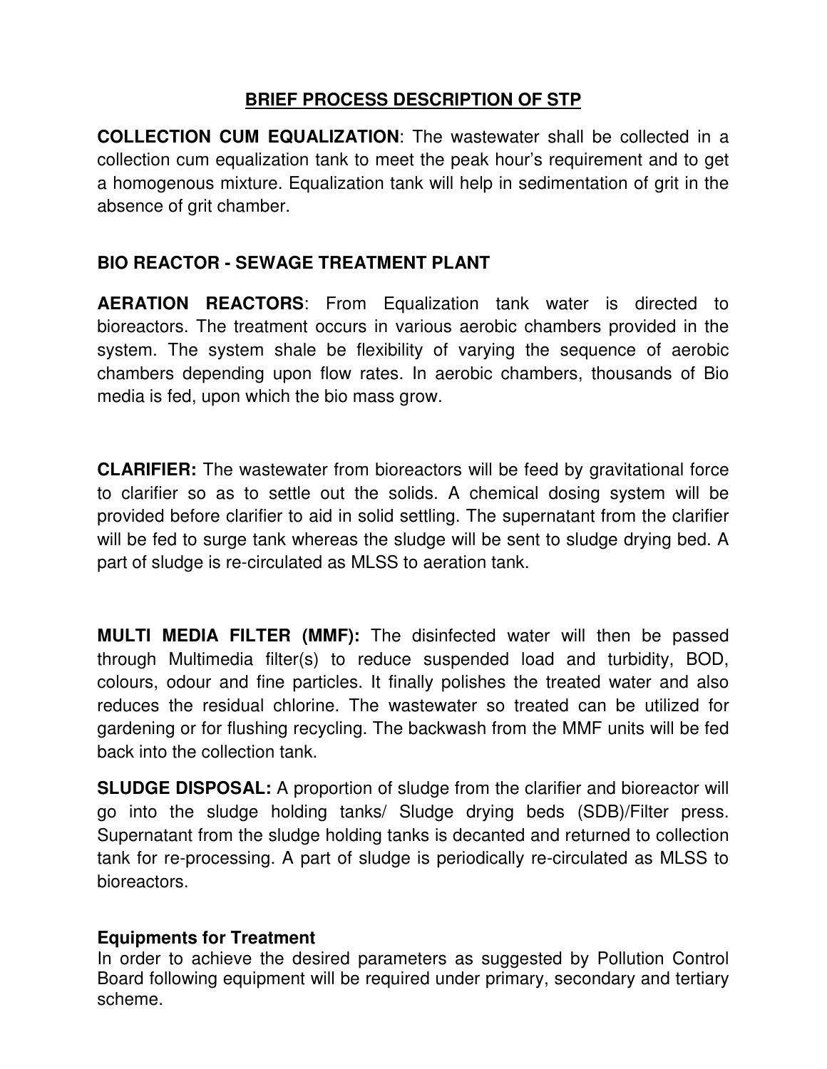# BRIEF PROCESS DESCRIPTION OF STP

**COLLECTION CUM EQUALIZATION**: The wastewater shall be collected in a collection cum equalization tank to meet the peak hour's requirement and to get a homogenous mixture. Equalization tank will help in sedimentation of grit in the absence of grit chamber.

## BIO REACTOR - SEWAGE TREATMENT PLANT

**AERATION REACTORS**: From Equalization tank water is directed to bioreactors. The treatment occurs in various aerobic chambers provided in the system. The system shale be flexibility of varying the sequence of aerobic chambers depending upon flow rates. In aerobic chambers, thousands of Bio media is fed, upon which the bio mass grow.

**CLARIFIER:** The wastewater from bioreactors will be feed by gravitational force to clarifier so as to settle out the solids. A chemical dosing system will be provided before clarifier to aid in solid settling. The supernatant from the clarifier will be fed to surge tank whereas the sludge will be sent to sludge drying bed. A part of sludge is re-circulated as MLSS to aeration tank.

**MULTI MEDIA FILTER (MMF):** The disinfected water will then be passed through Multimedia filter(s) to reduce suspended load and turbidity, BOD, colours, odour and fine particles. It finally polishes the treated water and also reduces the residual chlorine. The wastewater so treated can be utilized for gardening or for flushing recycling. The backwash from the MMF units will be fed back into the collection tank.

**SLUDGE DISPOSAL:** A proportion of sludge from the clarifier and bioreactor will go into the sludge holding tanks/ Sludge drying beds (SDB)/Filter press. Supernatant from the sludge holding tanks is decanted and returned to collection tank for re-processing. A part of sludge is periodically re-circulated as MLSS to bioreactors.

### Equipments for Treatment

In order to achieve the desired parameters as suggested by Pollution Control Board following equipment will be required under primary, secondary and tertiary scheme.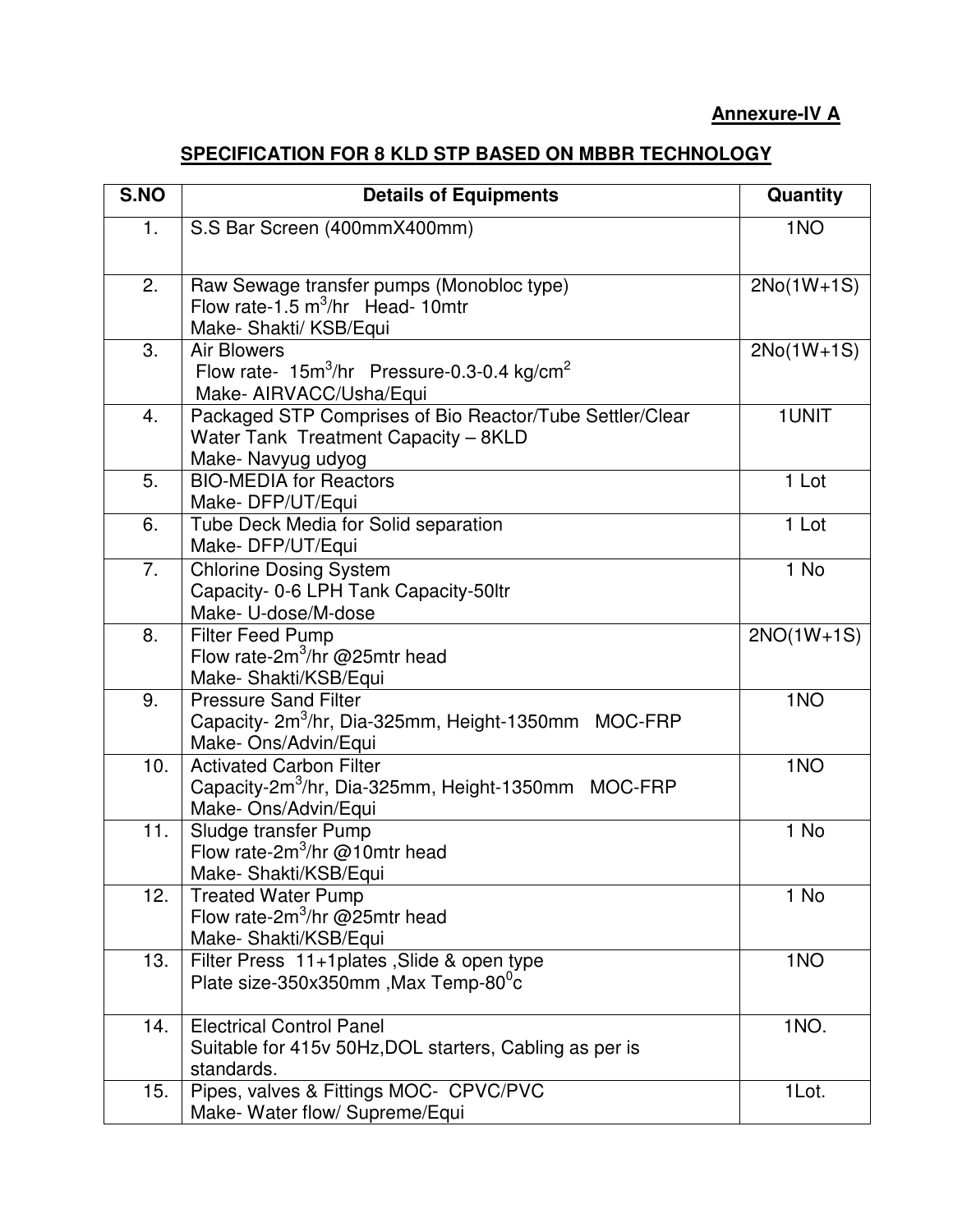**Annexure-IV A**

## SPECIFICATION FOR 8 KLD STP BASED ON MBBR TECHNOLOGY

| S.NO | Details of Equipments | Quantity |
|---|---|---|
| 1. | S.S Bar Screen (400mmX400mm) | 1NO |
| 2. | Raw Sewage transfer pumps (Monobloc type)<br>Flow rate-1.5 $m^3$/hr Head- 10mtr<br>Make- Shakti/ KSB/Equi | 2No(1W+1S) |
| 3. | Air Blowers<br>Flow rate- 15$m^3$/hr Pressure-0.3-0.4 kg/$cm^2$<br>Make- AIRVACC/Usha/Equi | 2No(1W+1S) |
| 4. | Packaged STP Comprises of Bio Reactor/Tube Settler/Clear Water Tank Treatment Capacity – 8KLD<br>Make- Navyug udyog | 1UNIT |
| 5. | BIO-MEDIA for Reactors<br>Make- DFP/UT/Equi | 1 Lot |
| 6. | Tube Deck Media for Solid separation<br>Make- DFP/UT/Equi | 1 Lot |
| 7. | Chlorine Dosing System<br>Capacity- 0-6 LPH Tank Capacity-50ltr<br>Make- U-dose/M-dose | 1 No |
| 8. | Filter Feed Pump<br>Flow rate-2$m^3$/hr @25mtr head<br>Make- Shakti/KSB/Equi | 2NO(1W+1S) |
| 9. | Pressure Sand Filter<br>Capacity- 2$m^3$/hr, Dia-325mm, Height-1350mm MOC-FRP<br>Make- Ons/Advin/Equi | 1NO |
| 10. | Activated Carbon Filter<br>Capacity-2$m^3$/hr, Dia-325mm, Height-1350mm MOC-FRP<br>Make- Ons/Advin/Equi | 1NO |
| 11. | Sludge transfer Pump<br>Flow rate-2$m^3$/hr @10mtr head<br>Make- Shakti/KSB/Equi | 1 No |
| 12. | Treated Water Pump<br>Flow rate-2$m^3$/hr @25mtr head<br>Make- Shakti/KSB/Equi | 1 No |
| 13. | Filter Press 11+1plates ,Slide & open type<br>Plate size-350x350mm ,Max Temp-80$^0$c | 1NO |
| 14. | Electrical Control Panel<br>Suitable for 415v 50Hz,DOL starters, Cabling as per is standards. | 1NO. |
| 15. | Pipes, valves & Fittings MOC- CPVC/PVC<br>Make- Water flow/ Supreme/Equi | 1Lot. |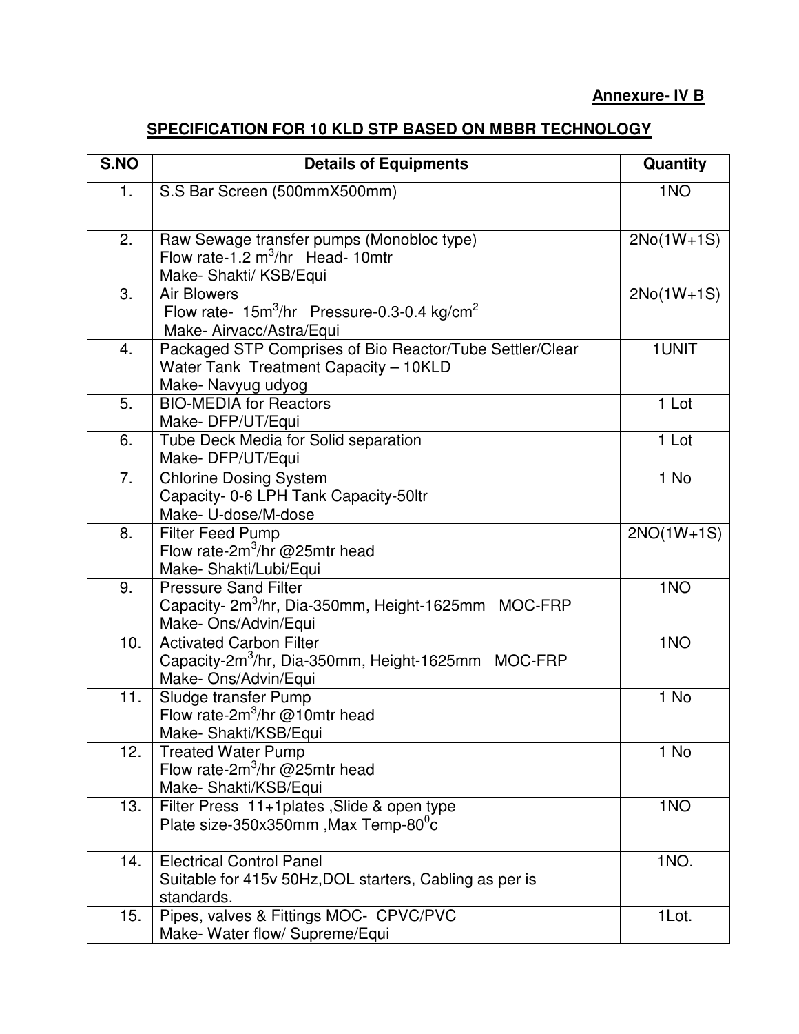**Annexure- IV B**

## SPECIFICATION FOR 10 KLD STP BASED ON MBBR TECHNOLOGY

| S.NO | Details of Equipments | Quantity |
|---|---|---|
| 1. | S.S Bar Screen (500mmX500mm) | 1NO |
| 2. | Raw Sewage transfer pumps (Monobloc type)<br>Flow rate-1.2 $m^3$/hr Head- 10mtr<br>Make- Shakti/ KSB/Equi | 2No(1W+1S) |
| 3. | Air Blowers<br>Flow rate- 15$m^3$/hr Pressure-0.3-0.4 kg/$cm^2$<br>Make- Airvacc/Astra/Equi | 2No(1W+1S) |
| 4. | Packaged STP Comprises of Bio Reactor/Tube Settler/Clear Water Tank Treatment Capacity – 10KLD<br>Make- Navyug udyog | 1UNIT |
| 5. | BIO-MEDIA for Reactors<br>Make- DFP/UT/Equi | 1 Lot |
| 6. | Tube Deck Media for Solid separation<br>Make- DFP/UT/Equi | 1 Lot |
| 7. | Chlorine Dosing System<br>Capacity- 0-6 LPH Tank Capacity-50ltr<br>Make- U-dose/M-dose | 1 No |
| 8. | Filter Feed Pump<br>Flow rate-2$m^3$/hr @25mtr head<br>Make- Shakti/Lubi/Equi | 2NO(1W+1S) |
| 9. | Pressure Sand Filter<br>Capacity- 2$m^3$/hr, Dia-350mm, Height-1625mm MOC-FRP<br>Make- Ons/Advin/Equi | 1NO |
| 10. | Activated Carbon Filter<br>Capacity-2$m^3$/hr, Dia-350mm, Height-1625mm MOC-FRP<br>Make- Ons/Advin/Equi | 1NO |
| 11. | Sludge transfer Pump<br>Flow rate-2$m^3$/hr @10mtr head<br>Make- Shakti/KSB/Equi | 1 No |
| 12. | Treated Water Pump<br>Flow rate-2$m^3$/hr @25mtr head<br>Make- Shakti/KSB/Equi | 1 No |
| 13. | Filter Press 11+1plates ,Slide & open type<br>Plate size-350x350mm ,Max Temp-80$^0$c | 1NO |
| 14. | Electrical Control Panel<br>Suitable for 415v 50Hz,DOL starters, Cabling as per is standards. | 1NO. |
| 15. | Pipes, valves & Fittings MOC- CPVC/PVC<br>Make- Water flow/ Supreme/Equi | 1Lot. |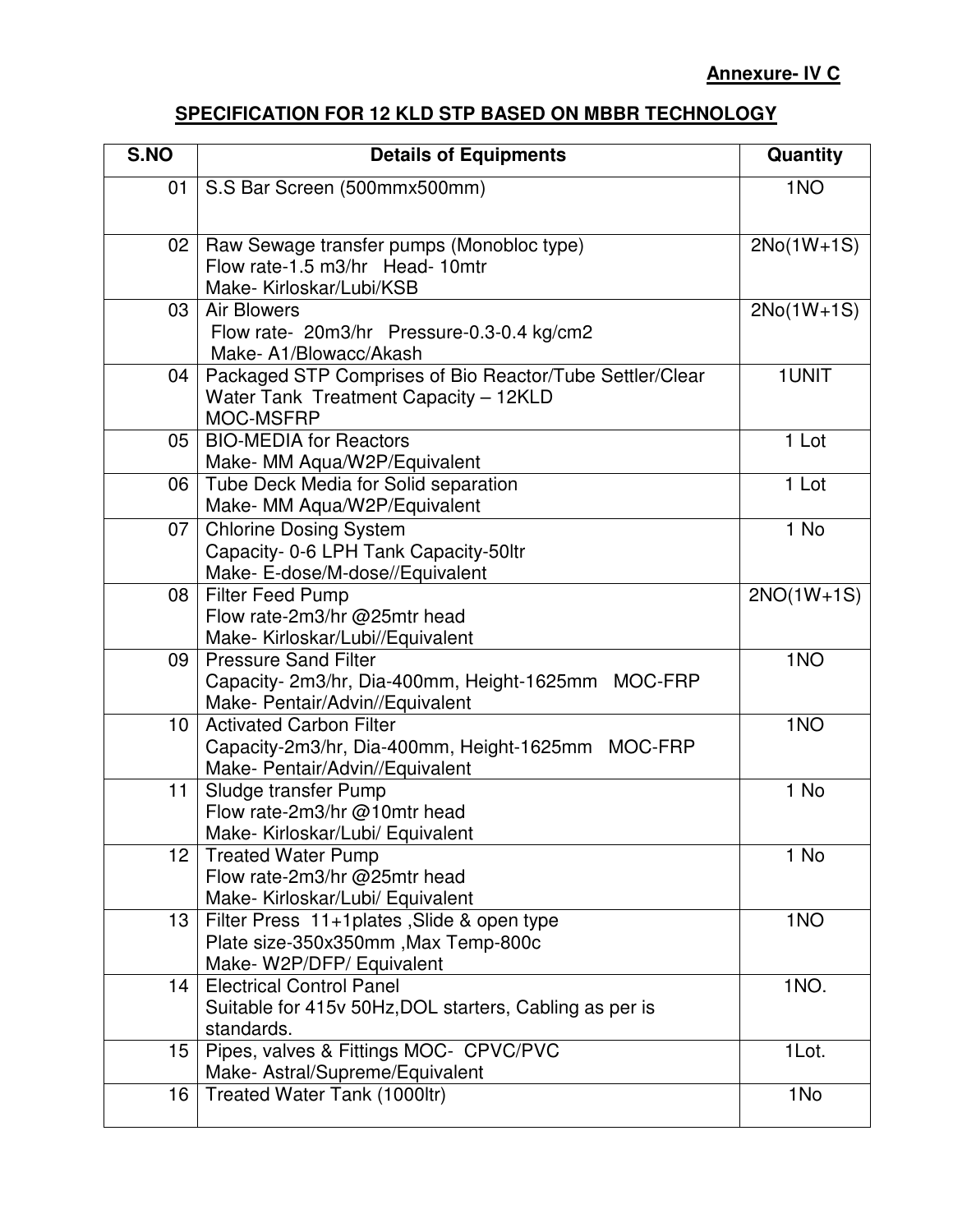**Annexure- IV C**

## SPECIFICATION FOR 12 KLD STP BASED ON MBBR TECHNOLOGY

| S.NO | Details of Equipments | Quantity |
|---|---|---|
| 01 | S.S Bar Screen (500mmx500mm) | 1NO |
| 02 | Raw Sewage transfer pumps (Monobloc type)<br>Flow rate-1.5 m3/hr Head- 10mtr<br>Make- Kirloskar/Lubi/KSB | 2No(1W+1S) |
| 03 | Air Blowers<br>Flow rate- 20m3/hr Pressure-0.3-0.4 kg/cm2<br>Make- A1/Blowacc/Akash | 2No(1W+1S) |
| 04 | Packaged STP Comprises of Bio Reactor/Tube Settler/Clear Water Tank Treatment Capacity – 12KLD<br>MOC-MSFRP | 1UNIT |
| 05 | BIO-MEDIA for Reactors<br>Make- MM Aqua/W2P/Equivalent | 1 Lot |
| 06 | Tube Deck Media for Solid separation<br>Make- MM Aqua/W2P/Equivalent | 1 Lot |
| 07 | Chlorine Dosing System<br>Capacity- 0-6 LPH Tank Capacity-50ltr<br>Make- E-dose/M-dose//Equivalent | 1 No |
| 08 | Filter Feed Pump<br>Flow rate-2m3/hr @25mtr head<br>Make- Kirloskar/Lubi//Equivalent | 2NO(1W+1S) |
| 09 | Pressure Sand Filter<br>Capacity- 2m3/hr, Dia-400mm, Height-1625mm MOC-FRP<br>Make- Pentair/Advin//Equivalent | 1NO |
| 10 | Activated Carbon Filter<br>Capacity-2m3/hr, Dia-400mm, Height-1625mm MOC-FRP<br>Make- Pentair/Advin//Equivalent | 1NO |
| 11 | Sludge transfer Pump<br>Flow rate-2m3/hr @10mtr head<br>Make- Kirloskar/Lubi/ Equivalent | 1 No |
| 12 | Treated Water Pump<br>Flow rate-2m3/hr @25mtr head<br>Make- Kirloskar/Lubi/ Equivalent | 1 No |
| 13 | Filter Press 11+1plates ,Slide & open type<br>Plate size-350x350mm ,Max Temp-800c<br>Make- W2P/DFP/ Equivalent | 1NO |
| 14 | Electrical Control Panel<br>Suitable for 415v 50Hz,DOL starters, Cabling as per is standards. | 1NO. |
| 15 | Pipes, valves & Fittings MOC- CPVC/PVC<br>Make- Astral/Supreme/Equivalent | 1Lot. |
| 16 | Treated Water Tank (1000ltr) | 1No |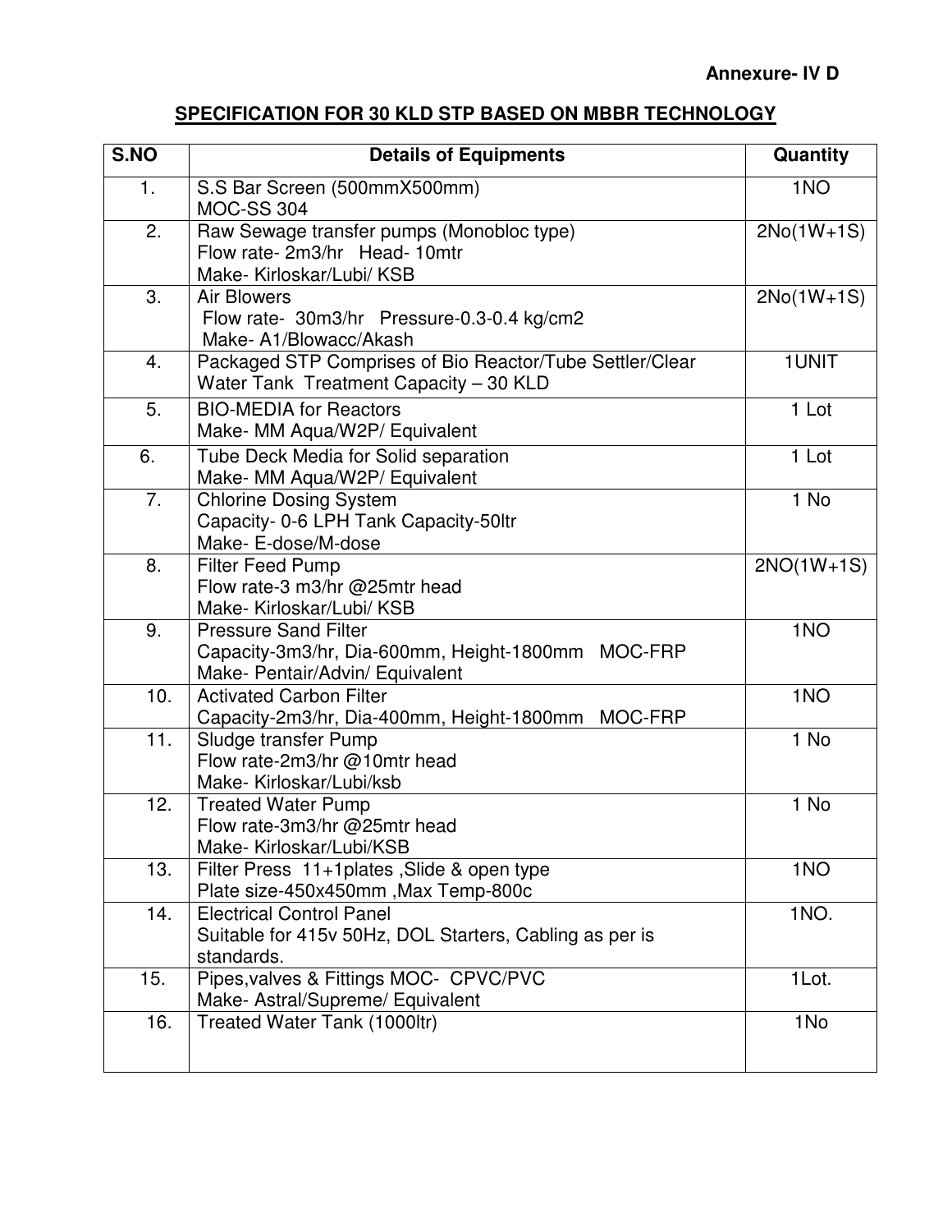**Annexure- IV D**

## SPECIFICATION FOR 30 KLD STP BASED ON MBBR TECHNOLOGY

| S.NO | Details of Equipments | Quantity |
|---|---|---|
| 1. | S.S Bar Screen (500mmX500mm)<br>MOC-SS 304 | 1NO |
| 2. | Raw Sewage transfer pumps (Monobloc type)<br>Flow rate- 2m3/hr Head- 10mtr<br>Make- Kirloskar/Lubi/ KSB | 2No(1W+1S) |
| 3. | Air Blowers<br>Flow rate- 30m3/hr Pressure-0.3-0.4 kg/cm2<br>Make- A1/Blowacc/Akash | 2No(1W+1S) |
| 4. | Packaged STP Comprises of Bio Reactor/Tube Settler/Clear Water Tank Treatment Capacity – 30 KLD | 1UNIT |
| 5. | BIO-MEDIA for Reactors<br>Make- MM Aqua/W2P/ Equivalent | 1 Lot |
| 6. | Tube Deck Media for Solid separation<br>Make- MM Aqua/W2P/ Equivalent | 1 Lot |
| 7. | Chlorine Dosing System<br>Capacity- 0-6 LPH Tank Capacity-50ltr<br>Make- E-dose/M-dose | 1 No |
| 8. | Filter Feed Pump<br>Flow rate-3 m3/hr @25mtr head<br>Make- Kirloskar/Lubi/ KSB | 2NO(1W+1S) |
| 9. | Pressure Sand Filter<br>Capacity-3m3/hr, Dia-600mm, Height-1800mm MOC-FRP<br>Make- Pentair/Advin/ Equivalent | 1NO |
| 10. | Activated Carbon Filter<br>Capacity-2m3/hr, Dia-400mm, Height-1800mm MOC-FRP | 1NO |
| 11. | Sludge transfer Pump<br>Flow rate-2m3/hr @10mtr head<br>Make- Kirloskar/Lubi/ksb | 1 No |
| 12. | Treated Water Pump<br>Flow rate-3m3/hr @25mtr head<br>Make- Kirloskar/Lubi/KSB | 1 No |
| 13. | Filter Press 11+1plates ,Slide & open type<br>Plate size-450x450mm ,Max Temp-800c | 1NO |
| 14. | Electrical Control Panel<br>Suitable for 415v 50Hz, DOL Starters, Cabling as per is standards. | 1NO. |
| 15. | Pipes,valves & Fittings MOC- CPVC/PVC<br>Make- Astral/Supreme/ Equivalent | 1Lot. |
| 16. | Treated Water Tank (1000ltr) | 1No |